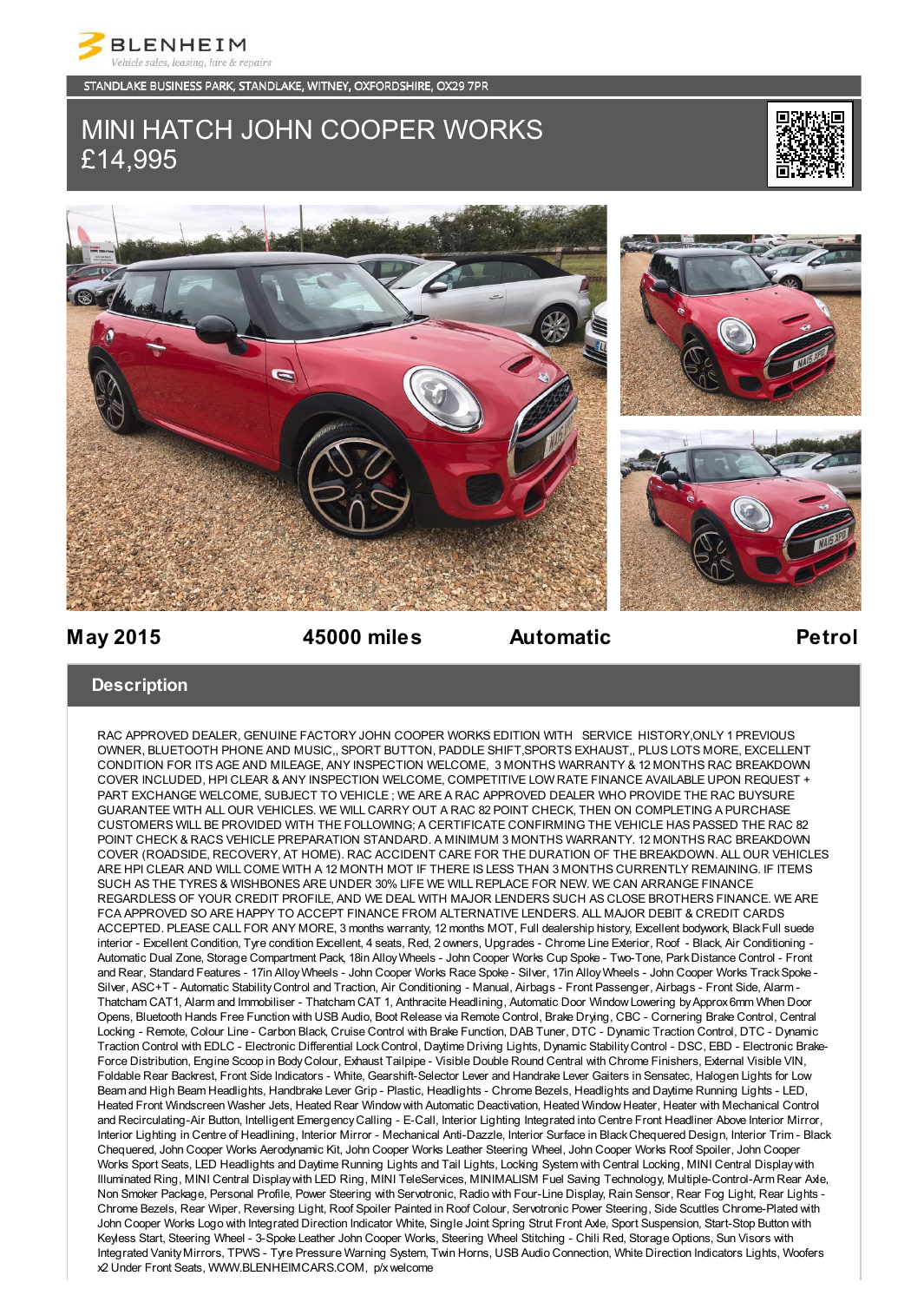BLENHEIM

*Vehicle sales, leasing, hire & repairs*

STANDLAKE BUSINESS PARK, STANDLAKE, WITNEY, OXFORDSHIRE, OX29 7PR

# MINI HATCH JOHN COOPER WORKS
# £14,995

**May 2015** | **45000 miles** | **Automatic** | **Petrol**

## Description

RAC APPROVED DEALER, GENUINE FACTORY JOHN COOPER WORKS EDITION WITH SERVICE HISTORY,ONLY 1 PREVIOUS OWNER, BLUETOOTH PHONE AND MUSIC,, SPORT BUTTON, PADDLE SHIFT,SPORTS EXHAUST,, PLUS LOTS MORE, EXCELLENT CONDITION FOR ITS AGE AND MILEAGE, ANY INSPECTION WELCOME, 3 MONTHS WARRANTY & 12 MONTHS RAC BREAKDOWN COVER INCLUDED, HPI CLEAR & ANY INSPECTION WELCOME, COMPETITIVE LOW RATE FINANCE AVAILABLE UPON REQUEST + PART EXCHANGE WELCOME, SUBJECT TO VEHICLE ; WE ARE A RAC APPROVED DEALER WHO PROVIDE THE RAC BUYSURE GUARANTEE WITH ALL OUR VEHICLES. WE WILL CARRY OUT A RAC 82 POINT CHECK, THEN ON COMPLETING A PURCHASE CUSTOMERS WILL BE PROVIDED WITH THE FOLLOWING; A CERTIFICATE CONFIRMING THE VEHICLE HAS PASSED THE RAC 82 POINT CHECK & RACS VEHICLE PREPARATION STANDARD. A MINIMUM 3 MONTHS WARRANTY. 12 MONTHS RAC BREAKDOWN COVER (ROADSIDE, RECOVERY, AT HOME). RAC ACCIDENT CARE FOR THE DURATION OF THE BREAKDOWN. ALL OUR VEHICLES ARE HPI CLEAR AND WILL COME WITH A 12 MONTH MOT IF THERE IS LESS THAN 3 MONTHS CURRENTLY REMAINING. IF ITEMS SUCH AS THE TYRES & WISHBONES ARE UNDER 30% LIFE WE WILL REPLACE FOR NEW. WE CAN ARRANGE FINANCE REGARDLESS OF YOUR CREDIT PROFILE, AND WE DEAL WITH MAJOR LENDERS SUCH AS CLOSE BROTHERS FINANCE. WE ARE FCA APPROVED SO ARE HAPPY TO ACCEPT FINANCE FROM ALTERNATIVE LENDERS. ALL MAJOR DEBIT & CREDIT CARDS ACCEPTED. PLEASE CALL FOR ANY MORE, 3 months warranty, 12 months MOT, Full dealership history, Excellent bodywork, Black Full suede interior - Excellent Condition, Tyre condition Excellent, 4 seats, Red, 2 owners, Upgrades - Chrome Line Exterior, Roof - Black, Air Conditioning - Automatic Dual Zone, Storage Compartment Pack, 18in Alloy Wheels - John Cooper Works Cup Spoke - Two-Tone, Park Distance Control - Front and Rear, Standard Features - 17in Alloy Wheels - John Cooper Works Race Spoke - Silver, 17in Alloy Wheels - John Cooper Works Track Spoke - Silver, ASC+T - Automatic Stability Control and Traction, Air Conditioning - Manual, Airbags - Front Passenger, Airbags - Front Side, Alarm - Thatcham CAT1, Alarm and Immobiliser - Thatcham CAT 1, Anthracite Headlining, Automatic Door Window Lowering by Approx 6mm When Door Opens, Bluetooth Hands Free Function with USB Audio, Boot Release via Remote Control, Brake Drying, CBC - Cornering Brake Control, Central Locking - Remote, Colour Line - Carbon Black, Cruise Control with Brake Function, DAB Tuner, DTC - Dynamic Traction Control, DTC - Dynamic Traction Control with EDLC - Electronic Differential Lock Control, Daytime Driving Lights, Dynamic Stability Control - DSC, EBD - Electronic Brake-Force Distribution, Engine Scoop in Body Colour, Exhaust Tailpipe - Visible Double Round Central with Chrome Finishers, External Visible VIN, Foldable Rear Backrest, Front Side Indicators - White, Gearshift-Selector Lever and Handrake Lever Gaiters in Sensatec, Halogen Lights for Low Beam and High Beam Headlights, Handbrake Lever Grip - Plastic, Headlights - Chrome Bezels, Headlights and Daytime Running Lights - LED, Heated Front Windscreen Washer Jets, Heated Rear Window with Automatic Deactivation, Heated Window Heater, Heater with Mechanical Control and Recirculating-Air Button, Intelligent Emergency Calling - E-Call, Interior Lighting Integrated into Centre Front Headliner Above Interior Mirror, Interior Lighting in Centre of Headlining, Interior Mirror - Mechanical Anti-Dazzle, Interior Surface in Black Chequered Design, Interior Trim - Black Chequered, John Cooper Works Aerodynamic Kit, John Cooper Works Leather Steering Wheel, John Cooper Works Roof Spoiler, John Cooper Works Sport Seats, LED Headlights and Daytime Running Lights and Tail Lights, Locking System with Central Locking, MINI Central Display with Illuminated Ring, MINI Central Display with LED Ring, MINI TeleServices, MINIMALISM Fuel Saving Technology, Multiple-Control-Arm Rear Axle, Non Smoker Package, Personal Profile, Power Steering with Servotronic, Radio with Four-Line Display, Rain Sensor, Rear Fog Light, Rear Lights - Chrome Bezels, Rear Wiper, Reversing Light, Roof Spoiler Painted in Roof Colour, Servotronic Power Steering, Side Scuttles Chrome-Plated with John Cooper Works Logo with Integrated Direction Indicator White, Single Joint Spring Strut Front Axle, Sport Suspension, Start-Stop Button with Keyless Start, Steering Wheel - 3-Spoke Leather John Cooper Works, Steering Wheel Stitching - Chili Red, Storage Options, Sun Visors with Integrated Vanity Mirrors, TPWS - Tyre Pressure Warning System, Twin Horns, USB Audio Connection, White Direction Indicators Lights, Woofers x2 Under Front Seats, WWW.BLENHEIMCARS.COM, p/x welcome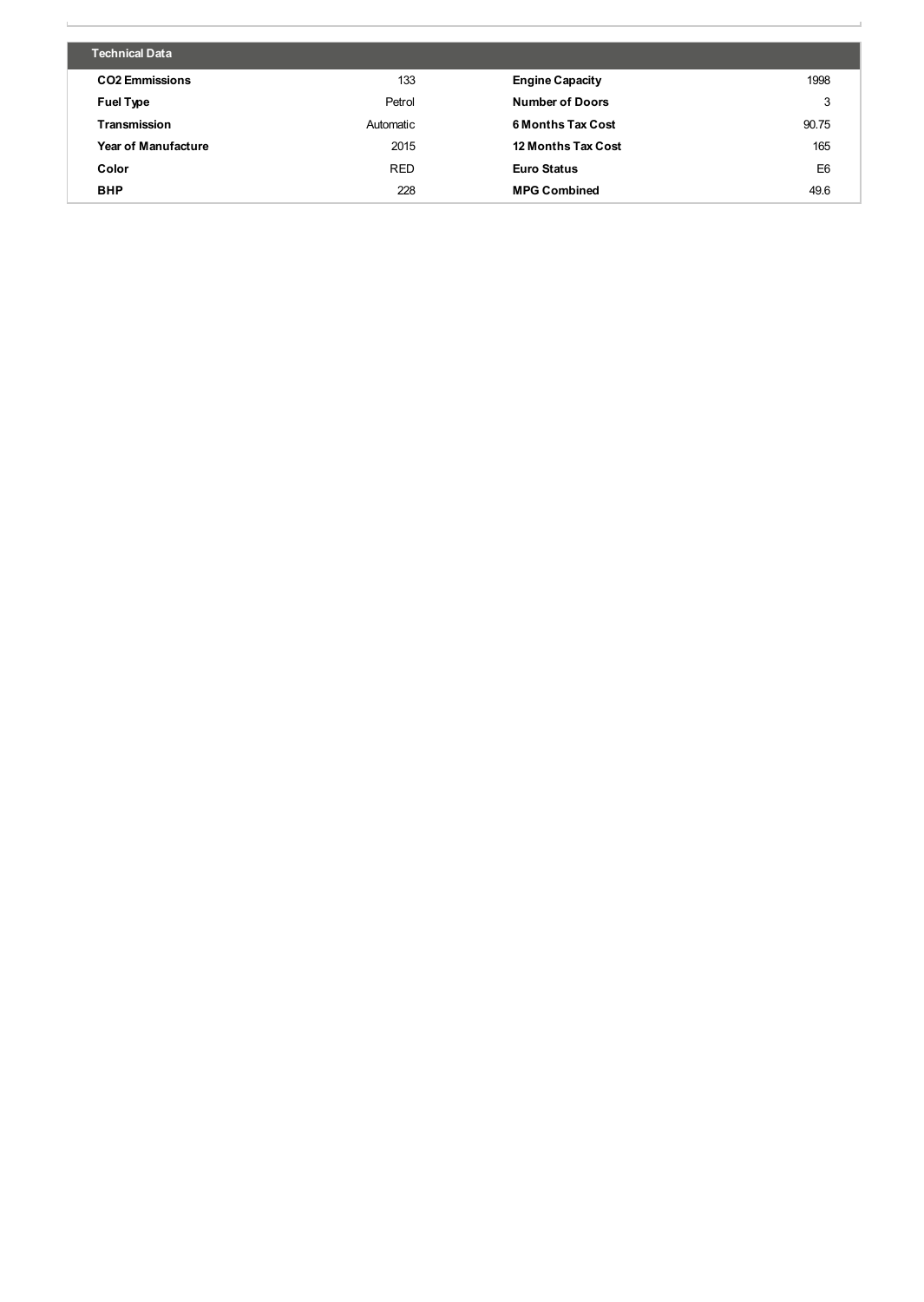## Technical Data

| | | | |
|---|---|---|---|
| **CO2 Emmissions** | 133 | **Engine Capacity** | 1998 |
| **Fuel Type** | Petrol | **Number of Doors** | 3 |
| **Transmission** | Automatic | **6 Months Tax Cost** | 90.75 |
| **Year of Manufacture** | 2015 | **12 Months Tax Cost** | 165 |
| **Color** | RED | **Euro Status** | E6 |
| **BHP** | 228 | **MPG Combined** | 49.6 |